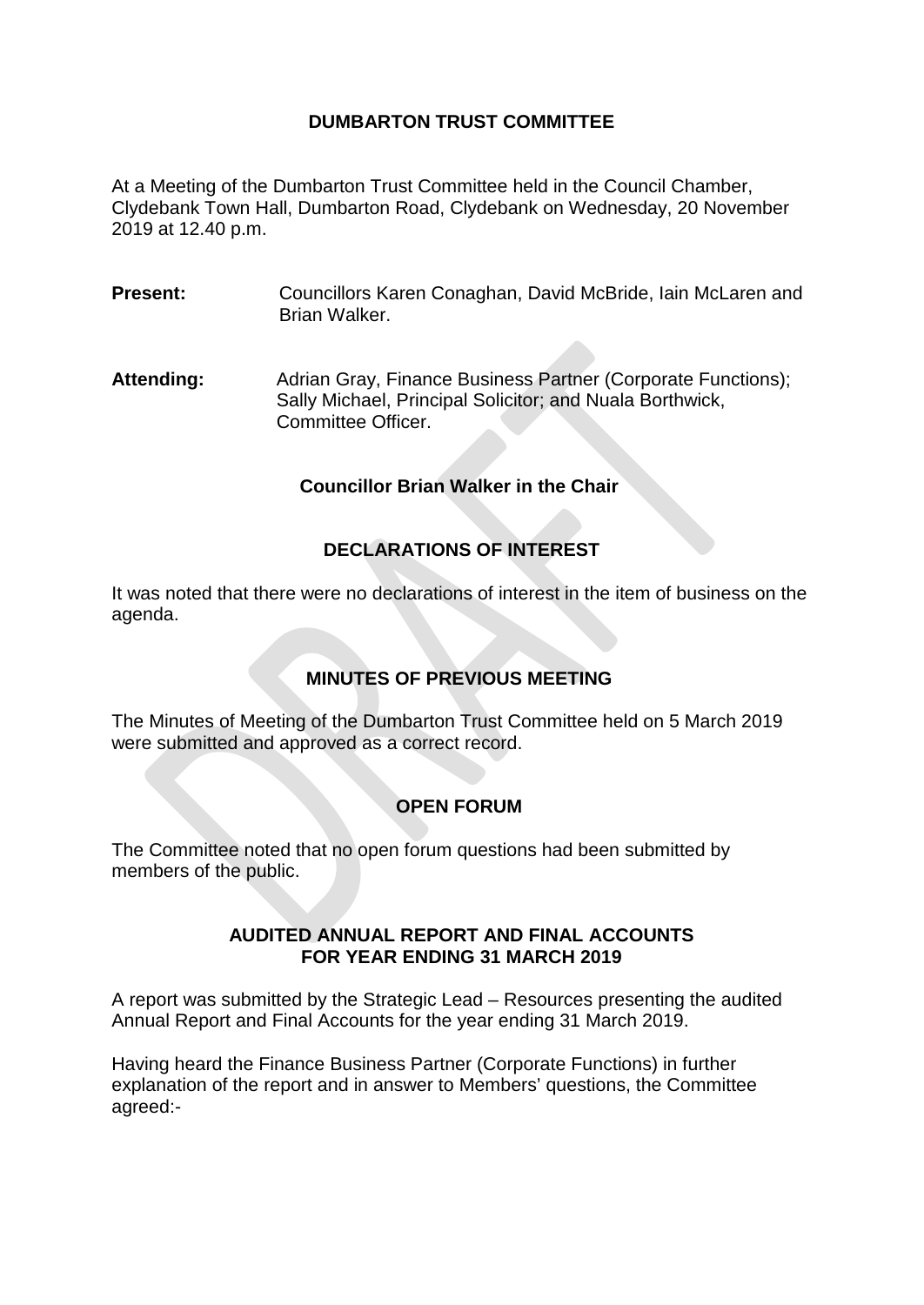# DUMBARTON TRUST COMMITTEE

At a Meeting of the Dumbarton Trust Committee held in the Council Chamber, Clydebank Town Hall, Dumbarton Road, Clydebank on Wednesday, 20 November 2019 at 12.40 p.m.

**Present:** Councillors Karen Conaghan, David McBride, Iain McLaren and Brian Walker.

**Attending:** Adrian Gray, Finance Business Partner (Corporate Functions); Sally Michael, Principal Solicitor; and Nuala Borthwick, Committee Officer.

**Councillor Brian Walker in the Chair**

## DECLARATIONS OF INTEREST

It was noted that there were no declarations of interest in the item of business on the agenda.

## MINUTES OF PREVIOUS MEETING

The Minutes of Meeting of the Dumbarton Trust Committee held on 5 March 2019 were submitted and approved as a correct record.

## OPEN FORUM

The Committee noted that no open forum questions had been submitted by members of the public.

## AUDITED ANNUAL REPORT AND FINAL ACCOUNTS FOR YEAR ENDING 31 MARCH 2019

A report was submitted by the Strategic Lead – Resources presenting the audited Annual Report and Final Accounts for the year ending 31 March 2019.

Having heard the Finance Business Partner (Corporate Functions) in further explanation of the report and in answer to Members' questions, the Committee agreed:-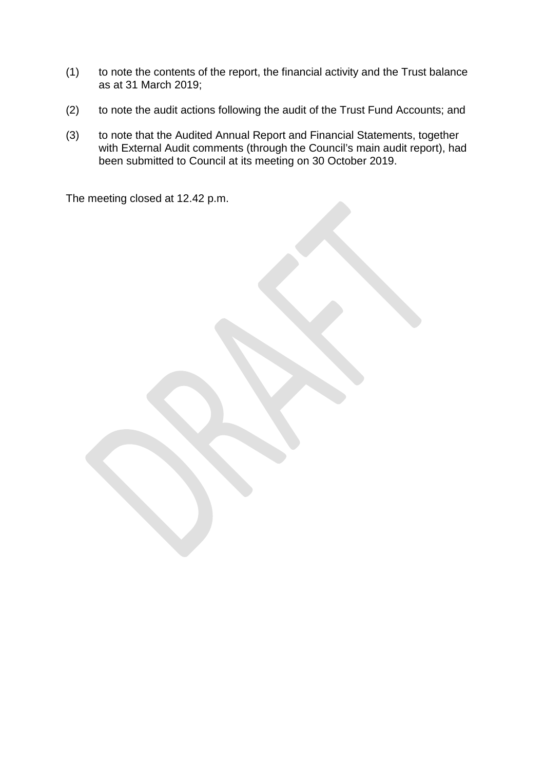(1) to note the contents of the report, the financial activity and the Trust balance as at 31 March 2019;

(2) to note the audit actions following the audit of the Trust Fund Accounts; and

(3) to note that the Audited Annual Report and Financial Statements, together with External Audit comments (through the Council's main audit report), had been submitted to Council at its meeting on 30 October 2019.

The meeting closed at 12.42 p.m.